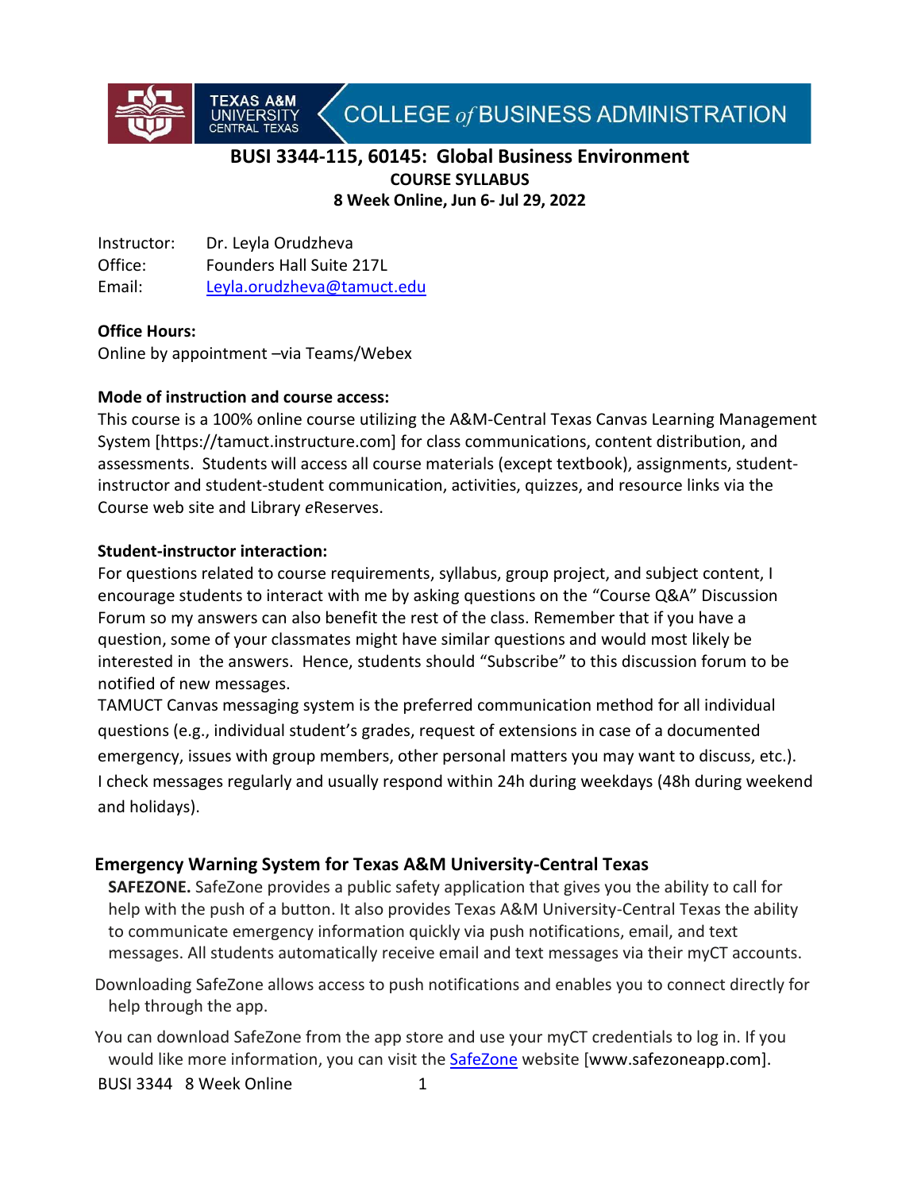TEXAS A&M UNIVERSITY CENTRAL TEXAS | COLLEGE *of* BUSINESS ADMINISTRATION

# BUSI 3344-115, 60145: Global Business Environment

**COURSE SYLLABUS**

**8 Week Online, Jun 6- Jul 29, 2022**

Instructor: Dr. Leyla Orudzheva
Office: Founders Hall Suite 217L
Email: [Leyla.orudzheva@tamuct.edu](mailto:Leyla.orudzheva@tamuct.edu)

**Office Hours:**
Online by appointment –via Teams/Webex

**Mode of instruction and course access:**
This course is a 100% online course utilizing the A&M-Central Texas Canvas Learning Management System [https://tamuct.instructure.com] for class communications, content distribution, and assessments. Students will access all course materials (except textbook), assignments, student-instructor and student-student communication, activities, quizzes, and resource links via the Course web site and Library *e*Reserves.

**Student-instructor interaction:**
For questions related to course requirements, syllabus, group project, and subject content, I encourage students to interact with me by asking questions on the "Course Q&A" Discussion Forum so my answers can also benefit the rest of the class. Remember that if you have a question, some of your classmates might have similar questions and would most likely be interested in the answers. Hence, students should "Subscribe" to this discussion forum to be notified of new messages.
TAMUCT Canvas messaging system is the preferred communication method for all individual questions (e.g., individual student's grades, request of extensions in case of a documented emergency, issues with group members, other personal matters you may want to discuss, etc.). I check messages regularly and usually respond within 24h during weekdays (48h during weekend and holidays).

## Emergency Warning System for Texas A&M University-Central Texas

**SAFEZONE.** SafeZone provides a public safety application that gives you the ability to call for help with the push of a button. It also provides Texas A&M University-Central Texas the ability to communicate emergency information quickly via push notifications, email, and text messages. All students automatically receive email and text messages via their myCT accounts.

Downloading SafeZone allows access to push notifications and enables you to connect directly for help through the app.

You can download SafeZone from the app store and use your myCT credentials to log in. If you would like more information, you can visit the [SafeZone](http://www.safezoneapp.com) website [www.safezoneapp.com].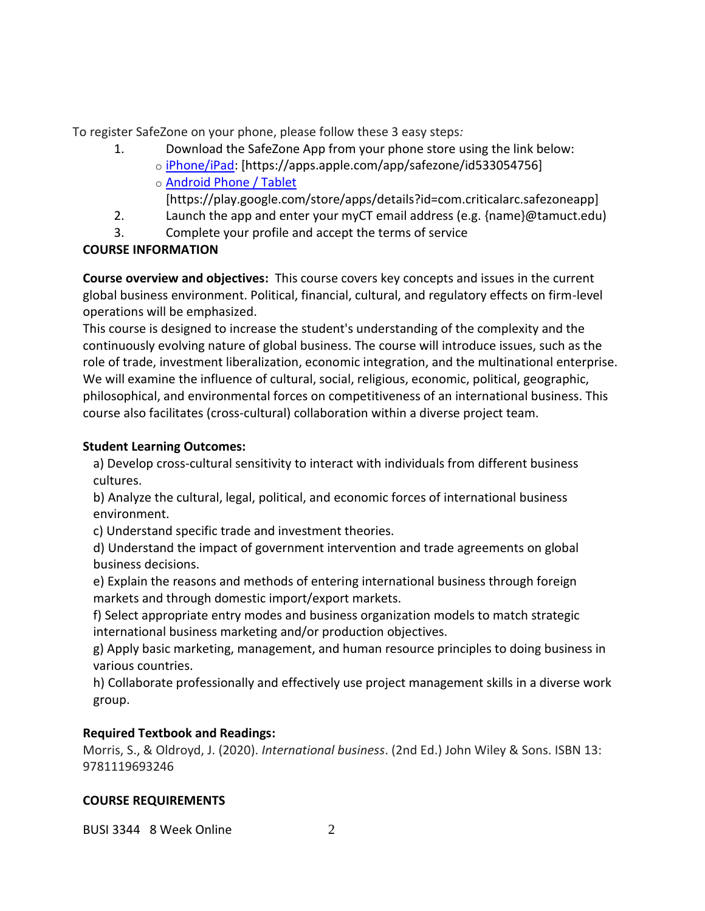To register SafeZone on your phone, please follow these 3 easy steps:

1. Download the SafeZone App from your phone store using the link below:
   - [iPhone/iPad](https://apps.apple.com/app/safezone/id533054756): [https://apps.apple.com/app/safezone/id533054756]
   - [Android Phone / Tablet](https://play.google.com/store/apps/details?id=com.criticalarc.safezoneapp) [https://play.google.com/store/apps/details?id=com.criticalarc.safezoneapp]
2. Launch the app and enter your myCT email address (e.g. {name}@tamuct.edu)
3. Complete your profile and accept the terms of service

## COURSE INFORMATION

**Course overview and objectives:** This course covers key concepts and issues in the current global business environment. Political, financial, cultural, and regulatory effects on firm-level operations will be emphasized.

This course is designed to increase the student's understanding of the complexity and the continuously evolving nature of global business. The course will introduce issues, such as the role of trade, investment liberalization, economic integration, and the multinational enterprise. We will examine the influence of cultural, social, religious, economic, political, geographic, philosophical, and environmental forces on competitiveness of an international business. This course also facilitates (cross-cultural) collaboration within a diverse project team.

### Student Learning Outcomes:

a) Develop cross-cultural sensitivity to interact with individuals from different business cultures.

b) Analyze the cultural, legal, political, and economic forces of international business environment.

c) Understand specific trade and investment theories.

d) Understand the impact of government intervention and trade agreements on global business decisions.

e) Explain the reasons and methods of entering international business through foreign markets and through domestic import/export markets.

f) Select appropriate entry modes and business organization models to match strategic international business marketing and/or production objectives.

g) Apply basic marketing, management, and human resource principles to doing business in various countries.

h) Collaborate professionally and effectively use project management skills in a diverse work group.

### Required Textbook and Readings:

Morris, S., & Oldroyd, J. (2020). *International business*. (2nd Ed.) John Wiley & Sons. ISBN 13: 9781119693246

## COURSE REQUIREMENTS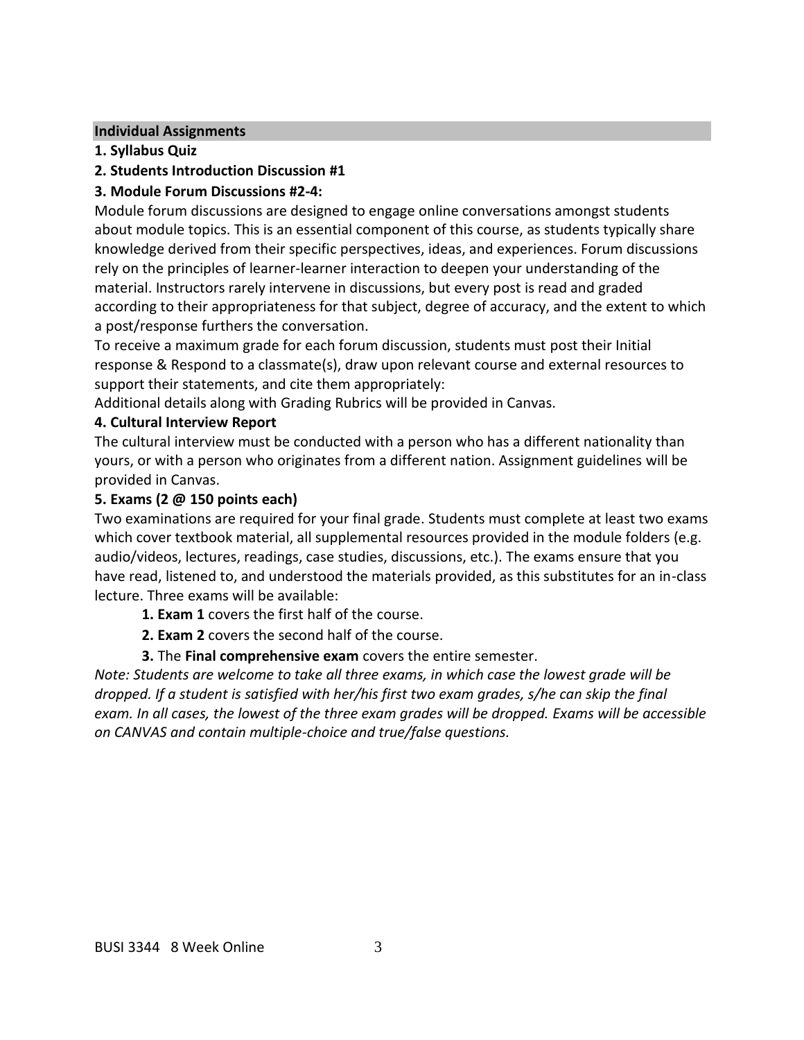## Individual Assignments

**1. Syllabus Quiz**

**2. Students Introduction Discussion #1**

**3. Module Forum Discussions #2-4:**

Module forum discussions are designed to engage online conversations amongst students about module topics. This is an essential component of this course, as students typically share knowledge derived from their specific perspectives, ideas, and experiences. Forum discussions rely on the principles of learner-learner interaction to deepen your understanding of the material. Instructors rarely intervene in discussions, but every post is read and graded according to their appropriateness for that subject, degree of accuracy, and the extent to which a post/response furthers the conversation.

To receive a maximum grade for each forum discussion, students must post their Initial response & Respond to a classmate(s), draw upon relevant course and external resources to support their statements, and cite them appropriately:

Additional details along with Grading Rubrics will be provided in Canvas.

**4. Cultural Interview Report**

The cultural interview must be conducted with a person who has a different nationality than yours, or with a person who originates from a different nation. Assignment guidelines will be provided in Canvas.

**5. Exams (2 @ 150 points each)**

Two examinations are required for your final grade. Students must complete at least two exams which cover textbook material, all supplemental resources provided in the module folders (e.g. audio/videos, lectures, readings, case studies, discussions, etc.). The exams ensure that you have read, listened to, and understood the materials provided, as this substitutes for an in-class lecture. Three exams will be available:

1. **Exam 1** covers the first half of the course.
2. **Exam 2** covers the second half of the course.
3. The **Final comprehensive exam** covers the entire semester.

*Note: Students are welcome to take all three exams, in which case the lowest grade will be dropped. If a student is satisfied with her/his first two exam grades, s/he can skip the final exam. In all cases, the lowest of the three exam grades will be dropped. Exams will be accessible on CANVAS and contain multiple-choice and true/false questions.*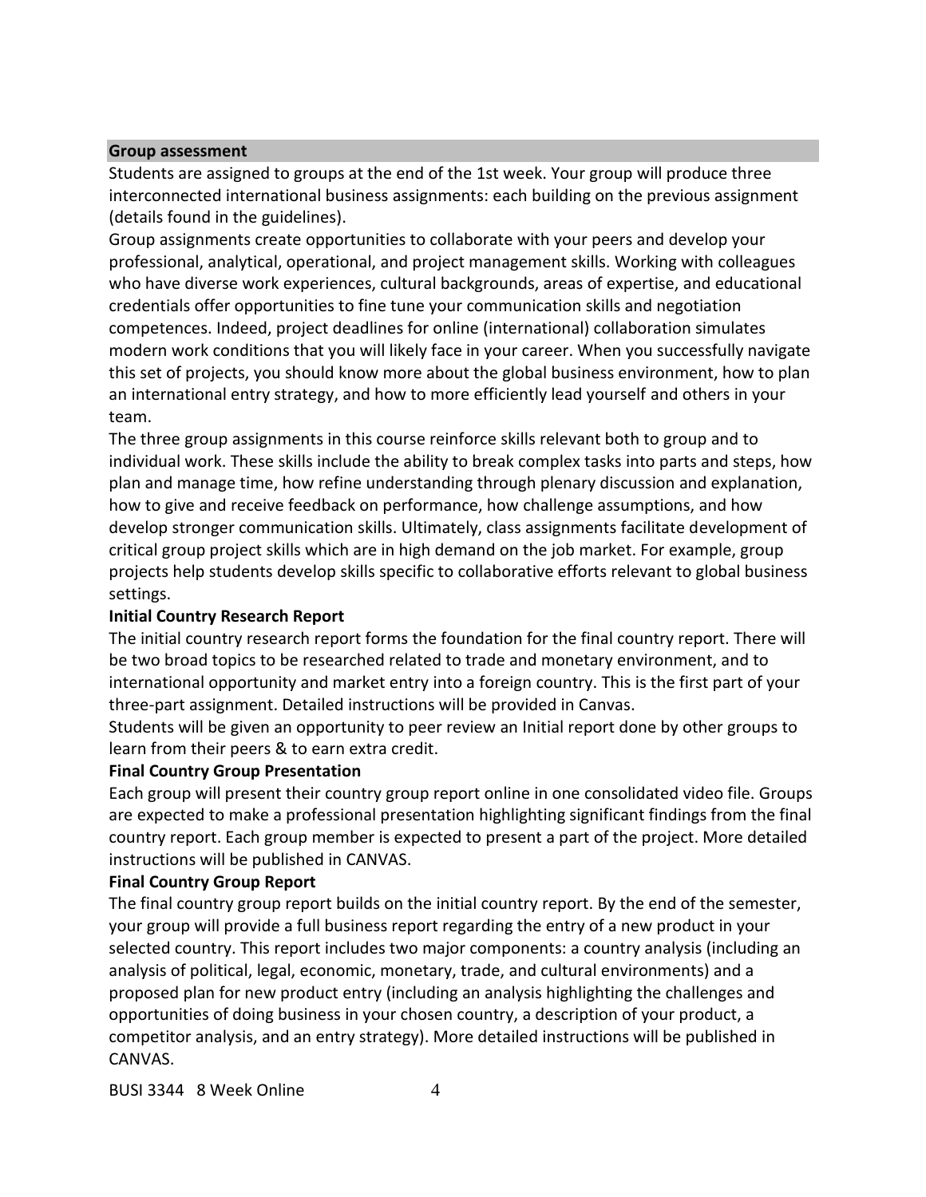## Group assessment

Students are assigned to groups at the end of the 1st week. Your group will produce three interconnected international business assignments: each building on the previous assignment (details found in the guidelines).

Group assignments create opportunities to collaborate with your peers and develop your professional, analytical, operational, and project management skills. Working with colleagues who have diverse work experiences, cultural backgrounds, areas of expertise, and educational credentials offer opportunities to fine tune your communication skills and negotiation competences. Indeed, project deadlines for online (international) collaboration simulates modern work conditions that you will likely face in your career. When you successfully navigate this set of projects, you should know more about the global business environment, how to plan an international entry strategy, and how to more efficiently lead yourself and others in your team.

The three group assignments in this course reinforce skills relevant both to group and to individual work. These skills include the ability to break complex tasks into parts and steps, how plan and manage time, how refine understanding through plenary discussion and explanation, how to give and receive feedback on performance, how challenge assumptions, and how develop stronger communication skills. Ultimately, class assignments facilitate development of critical group project skills which are in high demand on the job market. For example, group projects help students develop skills specific to collaborative efforts relevant to global business settings.

### Initial Country Research Report

The initial country research report forms the foundation for the final country report. There will be two broad topics to be researched related to trade and monetary environment, and to international opportunity and market entry into a foreign country. This is the first part of your three-part assignment. Detailed instructions will be provided in Canvas.

Students will be given an opportunity to peer review an Initial report done by other groups to learn from their peers & to earn extra credit.

### Final Country Group Presentation

Each group will present their country group report online in one consolidated video file. Groups are expected to make a professional presentation highlighting significant findings from the final country report. Each group member is expected to present a part of the project. More detailed instructions will be published in CANVAS.

### Final Country Group Report

The final country group report builds on the initial country report. By the end of the semester, your group will provide a full business report regarding the entry of a new product in your selected country. This report includes two major components: a country analysis (including an analysis of political, legal, economic, monetary, trade, and cultural environments) and a proposed plan for new product entry (including an analysis highlighting the challenges and opportunities of doing business in your chosen country, a description of your product, a competitor analysis, and an entry strategy). More detailed instructions will be published in CANVAS.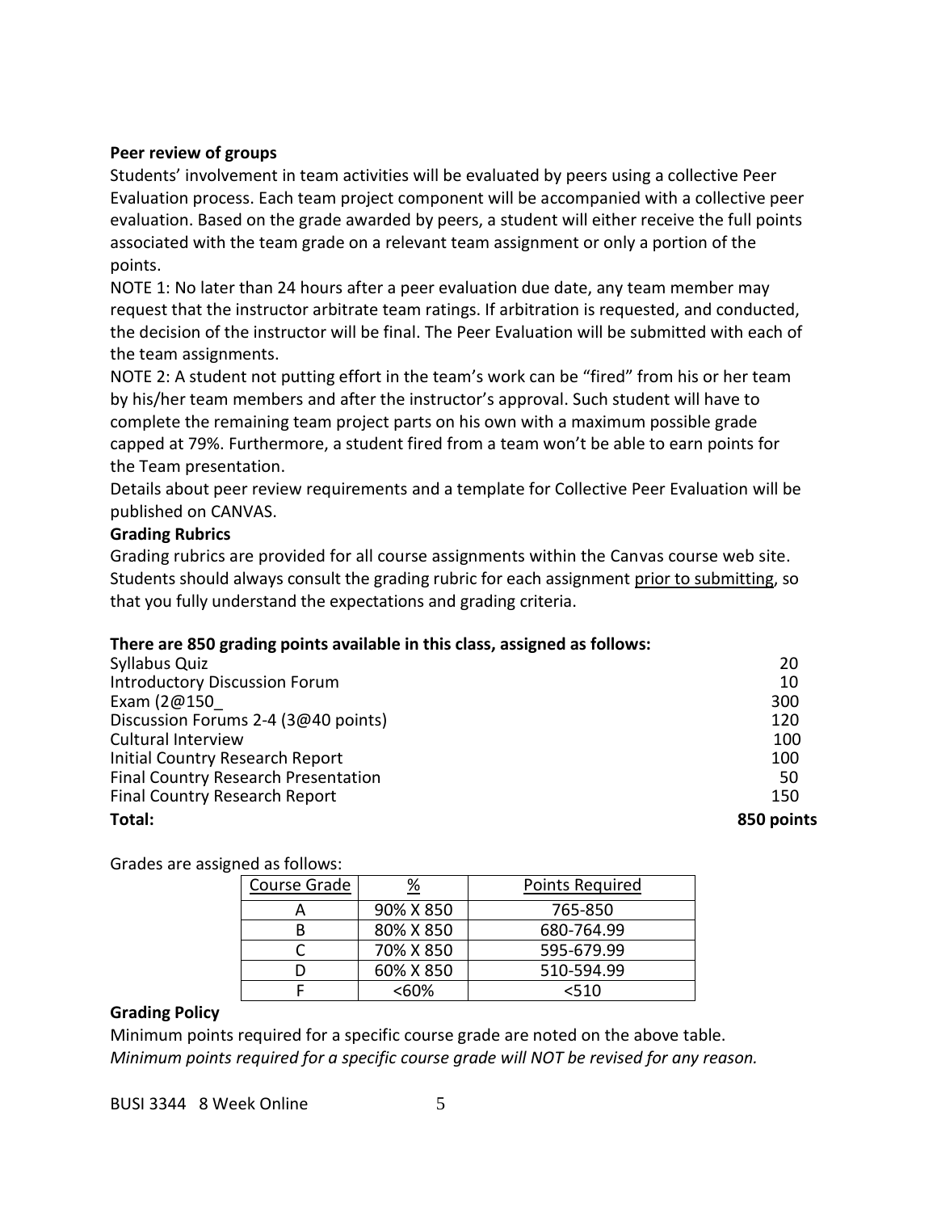**Peer review of groups**

Students' involvement in team activities will be evaluated by peers using a collective Peer Evaluation process. Each team project component will be accompanied with a collective peer evaluation. Based on the grade awarded by peers, a student will either receive the full points associated with the team grade on a relevant team assignment or only a portion of the points.

NOTE 1: No later than 24 hours after a peer evaluation due date, any team member may request that the instructor arbitrate team ratings. If arbitration is requested, and conducted, the decision of the instructor will be final. The Peer Evaluation will be submitted with each of the team assignments.

NOTE 2: A student not putting effort in the team's work can be "fired" from his or her team by his/her team members and after the instructor's approval. Such student will have to complete the remaining team project parts on his own with a maximum possible grade capped at 79%. Furthermore, a student fired from a team won't be able to earn points for the Team presentation.

Details about peer review requirements and a template for Collective Peer Evaluation will be published on CANVAS.

**Grading Rubrics**

Grading rubrics are provided for all course assignments within the Canvas course web site. Students should always consult the grading rubric for each assignment <u>prior to submitting</u>, so that you fully understand the expectations and grading criteria.

**There are 850 grading points available in this class, assigned as follows:**

| | |
|---|---|
| Syllabus Quiz | 20 |
| Introductory Discussion Forum | 10 |
| Exam (2@150_ | 300 |
| Discussion Forums 2-4 (3@40 points) | 120 |
| Cultural Interview | 100 |
| Initial Country Research Report | 100 |
| Final Country Research Presentation | 50 |
| Final Country Research Report | 150 |
| **Total:** | **850 points** |

Grades are assigned as follows:

| Course Grade | % | Points Required |
|---|---|---|
| A | 90% X 850 | 765-850 |
| B | 80% X 850 | 680-764.99 |
| C | 70% X 850 | 595-679.99 |
| D | 60% X 850 | 510-594.99 |
| F | <60% | <510 |

**Grading Policy**

Minimum points required for a specific course grade are noted on the above table.

*Minimum points required for a specific course grade will NOT be revised for any reason.*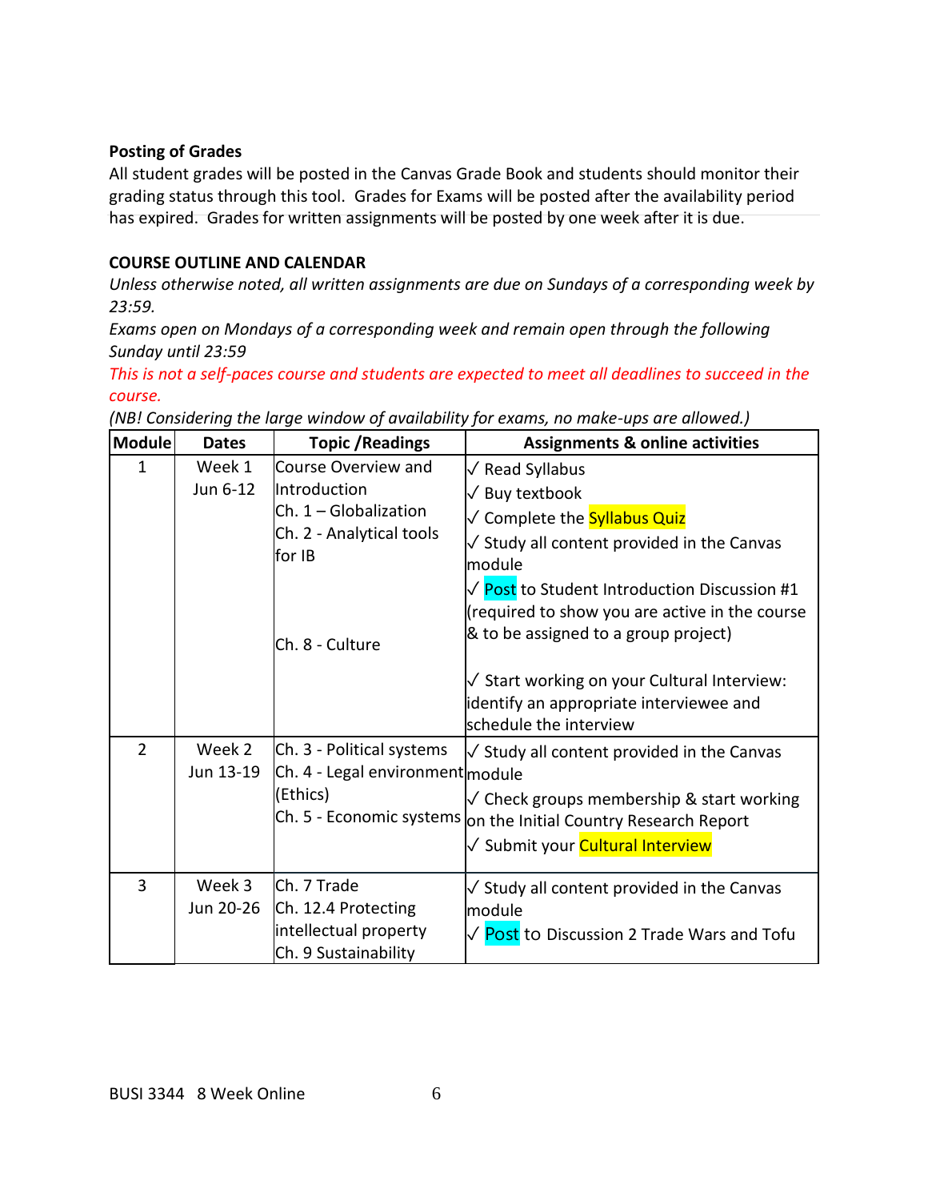**Posting of Grades**

All student grades will be posted in the Canvas Grade Book and students should monitor their grading status through this tool. Grades for Exams will be posted after the availability period has expired. Grades for written assignments will be posted by one week after it is due.

**COURSE OUTLINE AND CALENDAR**

*Unless otherwise noted, all written assignments are due on Sundays of a corresponding week by 23:59.*

*Exams open on Mondays of a corresponding week and remain open through the following Sunday until 23:59*

*This is not a self-paces course and students are expected to meet all deadlines to succeed in the course.*

*(NB! Considering the large window of availability for exams, no make-ups are allowed.)*

| Module | Dates | Topic /Readings | Assignments & online activities |
|---|---|---|---|
| 1 | Week 1<br>Jun 6-12 | Course Overview and Introduction<br>Ch. 1 – Globalization<br>Ch. 2 - Analytical tools for IB<br><br>Ch. 8 - Culture | ✓ Read Syllabus<br>✓ Buy textbook<br>✓ Complete the Syllabus Quiz<br>✓ Study all content provided in the Canvas module<br>✓ Post to Student Introduction Discussion #1 (required to show you are active in the course & to be assigned to a group project)<br><br>✓ Start working on your Cultural Interview: identify an appropriate interviewee and schedule the interview |
| 2 | Week 2<br>Jun 13-19 | Ch. 3 - Political systems<br>Ch. 4 - Legal environment (Ethics)<br>Ch. 5 - Economic systems | ✓ Study all content provided in the Canvas module<br>✓ Check groups membership & start working on the Initial Country Research Report<br>✓ Submit your Cultural Interview |
| 3 | Week 3<br>Jun 20-26 | Ch. 7 Trade<br>Ch. 12.4 Protecting intellectual property<br>Ch. 9 Sustainability | ✓ Study all content provided in the Canvas module<br>✓ Post to Discussion 2 Trade Wars and Tofu |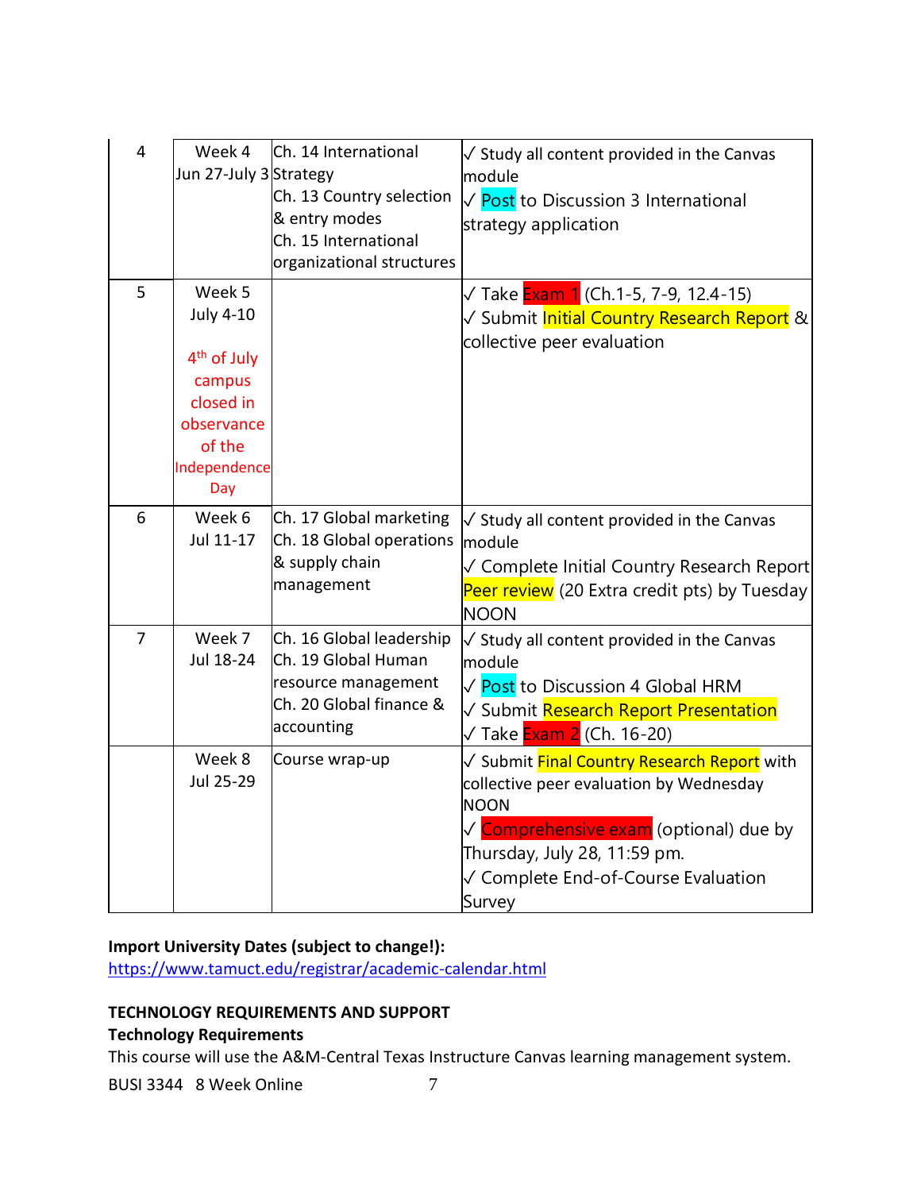| 4 | Week 4<br>Jun 27-July 3 | Ch. 14 International Strategy<br>Ch. 13 Country selection & entry modes<br>Ch. 15 International organizational structures | ✓ Study all content provided in the Canvas module<br>✓ Post to Discussion 3 International strategy application |
|---|---|---|---|
| 5 | Week 5<br>July 4-10<br><br>4th of July campus closed in observance of the Independence Day | | ✓ Take Exam 1 (Ch.1-5, 7-9, 12.4-15)<br>✓ Submit Initial Country Research Report & collective peer evaluation |
| 6 | Week 6<br>Jul 11-17 | Ch. 17 Global marketing<br>Ch. 18 Global operations & supply chain management | ✓ Study all content provided in the Canvas module<br>✓ Complete Initial Country Research Report Peer review (20 Extra credit pts) by Tuesday NOON |
| 7 | Week 7<br>Jul 18-24 | Ch. 16 Global leadership<br>Ch. 19 Global Human resource management<br>Ch. 20 Global finance & accounting | ✓ Study all content provided in the Canvas module<br>✓ Post to Discussion 4 Global HRM<br>✓ Submit Research Report Presentation<br>✓ Take Exam 2 (Ch. 16-20) |
| | Week 8<br>Jul 25-29 | Course wrap-up | ✓ Submit Final Country Research Report with collective peer evaluation by Wednesday NOON<br>✓ Comprehensive exam (optional) due by Thursday, July 28, 11:59 pm.<br>✓ Complete End-of-Course Evaluation Survey |

**Import University Dates (subject to change!):**
https://www.tamuct.edu/registrar/academic-calendar.html

**TECHNOLOGY REQUIREMENTS AND SUPPORT**

**Technology Requirements**

This course will use the A&M-Central Texas Instructure Canvas learning management system.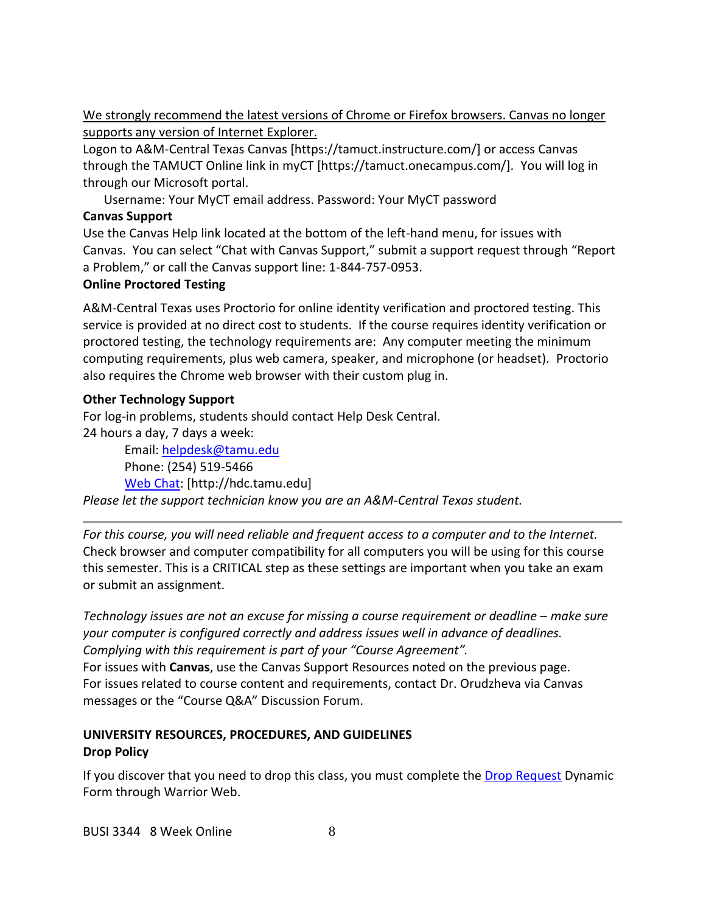<u>We strongly recommend the latest versions of Chrome or Firefox browsers. Canvas no longer supports any version of Internet Explorer.</u>

Logon to A&M-Central Texas Canvas [https://tamuct.instructure.com/] or access Canvas through the TAMUCT Online link in myCT [https://tamuct.onecampus.com/]. You will log in through our Microsoft portal.

Username: Your MyCT email address. Password: Your MyCT password

**Canvas Support**

Use the Canvas Help link located at the bottom of the left-hand menu, for issues with Canvas. You can select "Chat with Canvas Support," submit a support request through "Report a Problem," or call the Canvas support line: 1-844-757-0953.

**Online Proctored Testing**

A&M-Central Texas uses Proctorio for online identity verification and proctored testing. This service is provided at no direct cost to students. If the course requires identity verification or proctored testing, the technology requirements are: Any computer meeting the minimum computing requirements, plus web camera, speaker, and microphone (or headset). Proctorio also requires the Chrome web browser with their custom plug in.

**Other Technology Support**

For log-in problems, students should contact Help Desk Central.

24 hours a day, 7 days a week:

Email: helpdesk@tamu.edu
Phone: (254) 519-5466
Web Chat: [http://hdc.tamu.edu]

*Please let the support technician know you are an A&M-Central Texas student.*

---

*For this course, you will need reliable and frequent access to a computer and to the Internet.* Check browser and computer compatibility for all computers you will be using for this course this semester. This is a CRITICAL step as these settings are important when you take an exam or submit an assignment.

*Technology issues are not an excuse for missing a course requirement or deadline – make sure your computer is configured correctly and address issues well in advance of deadlines. Complying with this requirement is part of your "Course Agreement".*

For issues with **Canvas**, use the Canvas Support Resources noted on the previous page.

For issues related to course content and requirements, contact Dr. Orudzheva via Canvas messages or the "Course Q&A" Discussion Forum.

## UNIVERSITY RESOURCES, PROCEDURES, AND GUIDELINES

**Drop Policy**

If you discover that you need to drop this class, you must complete the Drop Request Dynamic Form through Warrior Web.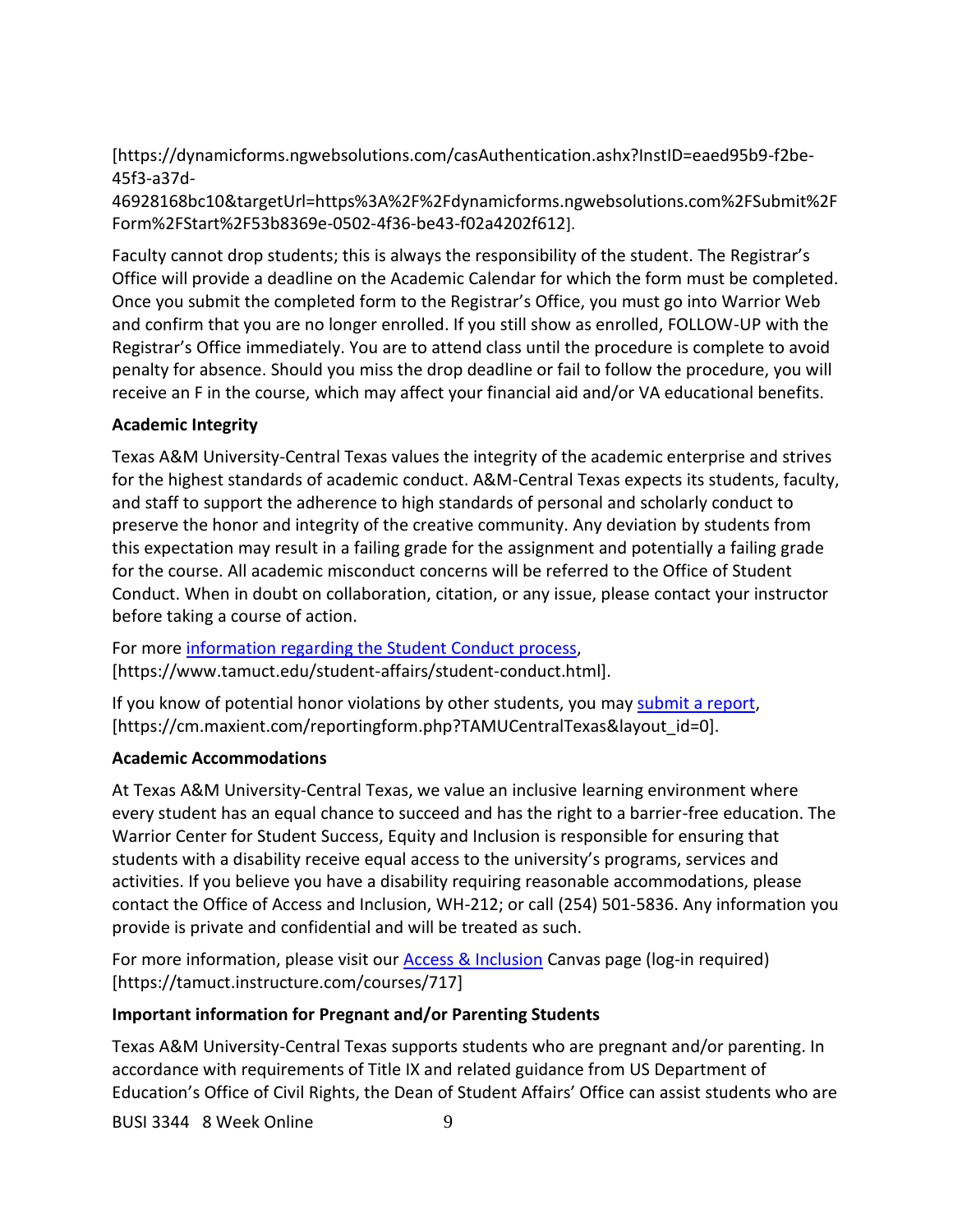[https://dynamicforms.ngwebsolutions.com/casAuthentication.ashx?InstID=eaed95b9-f2be-45f3-a37d-46928168bc10&targetUrl=https%3A%2F%2Fdynamicforms.ngwebsolutions.com%2FSubmit%2FForm%2FStart%2F53b8369e-0502-4f36-be43-f02a4202f612].

Faculty cannot drop students; this is always the responsibility of the student. The Registrar's Office will provide a deadline on the Academic Calendar for which the form must be completed. Once you submit the completed form to the Registrar's Office, you must go into Warrior Web and confirm that you are no longer enrolled. If you still show as enrolled, FOLLOW-UP with the Registrar's Office immediately. You are to attend class until the procedure is complete to avoid penalty for absence. Should you miss the drop deadline or fail to follow the procedure, you will receive an F in the course, which may affect your financial aid and/or VA educational benefits.

**Academic Integrity**

Texas A&M University-Central Texas values the integrity of the academic enterprise and strives for the highest standards of academic conduct. A&M-Central Texas expects its students, faculty, and staff to support the adherence to high standards of personal and scholarly conduct to preserve the honor and integrity of the creative community. Any deviation by students from this expectation may result in a failing grade for the assignment and potentially a failing grade for the course. All academic misconduct concerns will be referred to the Office of Student Conduct. When in doubt on collaboration, citation, or any issue, please contact your instructor before taking a course of action.

For more information regarding the Student Conduct process, [https://www.tamuct.edu/student-affairs/student-conduct.html].

If you know of potential honor violations by other students, you may submit a report, [https://cm.maxient.com/reportingform.php?TAMUCentralTexas&layout_id=0].

**Academic Accommodations**

At Texas A&M University-Central Texas, we value an inclusive learning environment where every student has an equal chance to succeed and has the right to a barrier-free education. The Warrior Center for Student Success, Equity and Inclusion is responsible for ensuring that students with a disability receive equal access to the university's programs, services and activities. If you believe you have a disability requiring reasonable accommodations, please contact the Office of Access and Inclusion, WH-212; or call (254) 501-5836. Any information you provide is private and confidential and will be treated as such.

For more information, please visit our Access & Inclusion Canvas page (log-in required) [https://tamuct.instructure.com/courses/717]

**Important information for Pregnant and/or Parenting Students**

Texas A&M University-Central Texas supports students who are pregnant and/or parenting. In accordance with requirements of Title IX and related guidance from US Department of Education's Office of Civil Rights, the Dean of Student Affairs' Office can assist students who are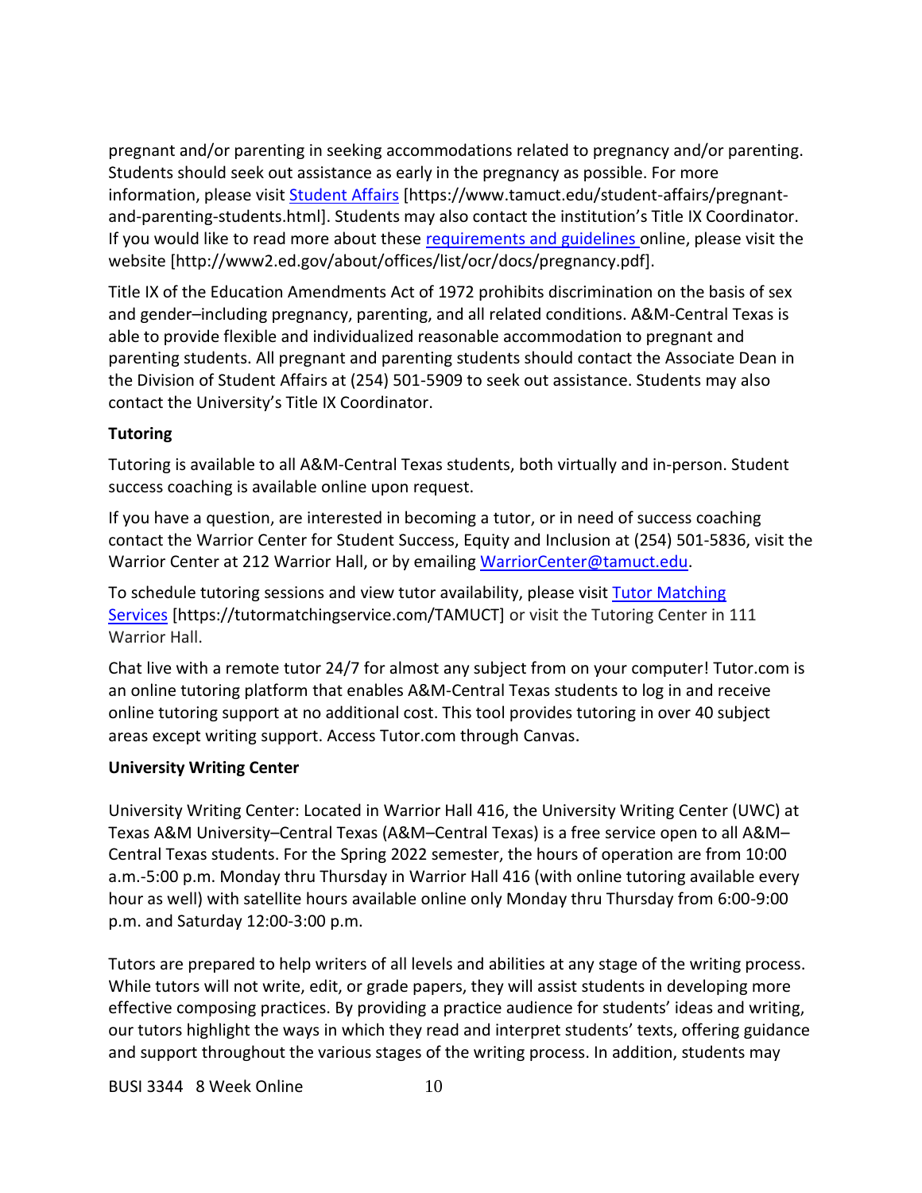pregnant and/or parenting in seeking accommodations related to pregnancy and/or parenting. Students should seek out assistance as early in the pregnancy as possible. For more information, please visit [Student Affairs](https://www.tamuct.edu/student-affairs/pregnant-and-parenting-students.html) [https://www.tamuct.edu/student-affairs/pregnant-and-parenting-students.html]. Students may also contact the institution's Title IX Coordinator. If you would like to read more about these [requirements and guidelines](http://www2.ed.gov/about/offices/list/ocr/docs/pregnancy.pdf) online, please visit the website [http://www2.ed.gov/about/offices/list/ocr/docs/pregnancy.pdf].

Title IX of the Education Amendments Act of 1972 prohibits discrimination on the basis of sex and gender–including pregnancy, parenting, and all related conditions. A&M-Central Texas is able to provide flexible and individualized reasonable accommodation to pregnant and parenting students. All pregnant and parenting students should contact the Associate Dean in the Division of Student Affairs at (254) 501-5909 to seek out assistance. Students may also contact the University's Title IX Coordinator.

**Tutoring**

Tutoring is available to all A&M-Central Texas students, both virtually and in-person. Student success coaching is available online upon request.

If you have a question, are interested in becoming a tutor, or in need of success coaching contact the Warrior Center for Student Success, Equity and Inclusion at (254) 501-5836, visit the Warrior Center at 212 Warrior Hall, or by emailing [WarriorCenter@tamuct.edu](mailto:WarriorCenter@tamuct.edu).

To schedule tutoring sessions and view tutor availability, please visit [Tutor Matching Services](https://tutormatchingservice.com/TAMUCT) [https://tutormatchingservice.com/TAMUCT] or visit the Tutoring Center in 111 Warrior Hall.

Chat live with a remote tutor 24/7 for almost any subject from on your computer! Tutor.com is an online tutoring platform that enables A&M-Central Texas students to log in and receive online tutoring support at no additional cost. This tool provides tutoring in over 40 subject areas except writing support. Access Tutor.com through Canvas.

**University Writing Center**

University Writing Center: Located in Warrior Hall 416, the University Writing Center (UWC) at Texas A&M University–Central Texas (A&M–Central Texas) is a free service open to all A&M–Central Texas students. For the Spring 2022 semester, the hours of operation are from 10:00 a.m.-5:00 p.m. Monday thru Thursday in Warrior Hall 416 (with online tutoring available every hour as well) with satellite hours available online only Monday thru Thursday from 6:00-9:00 p.m. and Saturday 12:00-3:00 p.m.

Tutors are prepared to help writers of all levels and abilities at any stage of the writing process. While tutors will not write, edit, or grade papers, they will assist students in developing more effective composing practices. By providing a practice audience for students' ideas and writing, our tutors highlight the ways in which they read and interpret students' texts, offering guidance and support throughout the various stages of the writing process. In addition, students may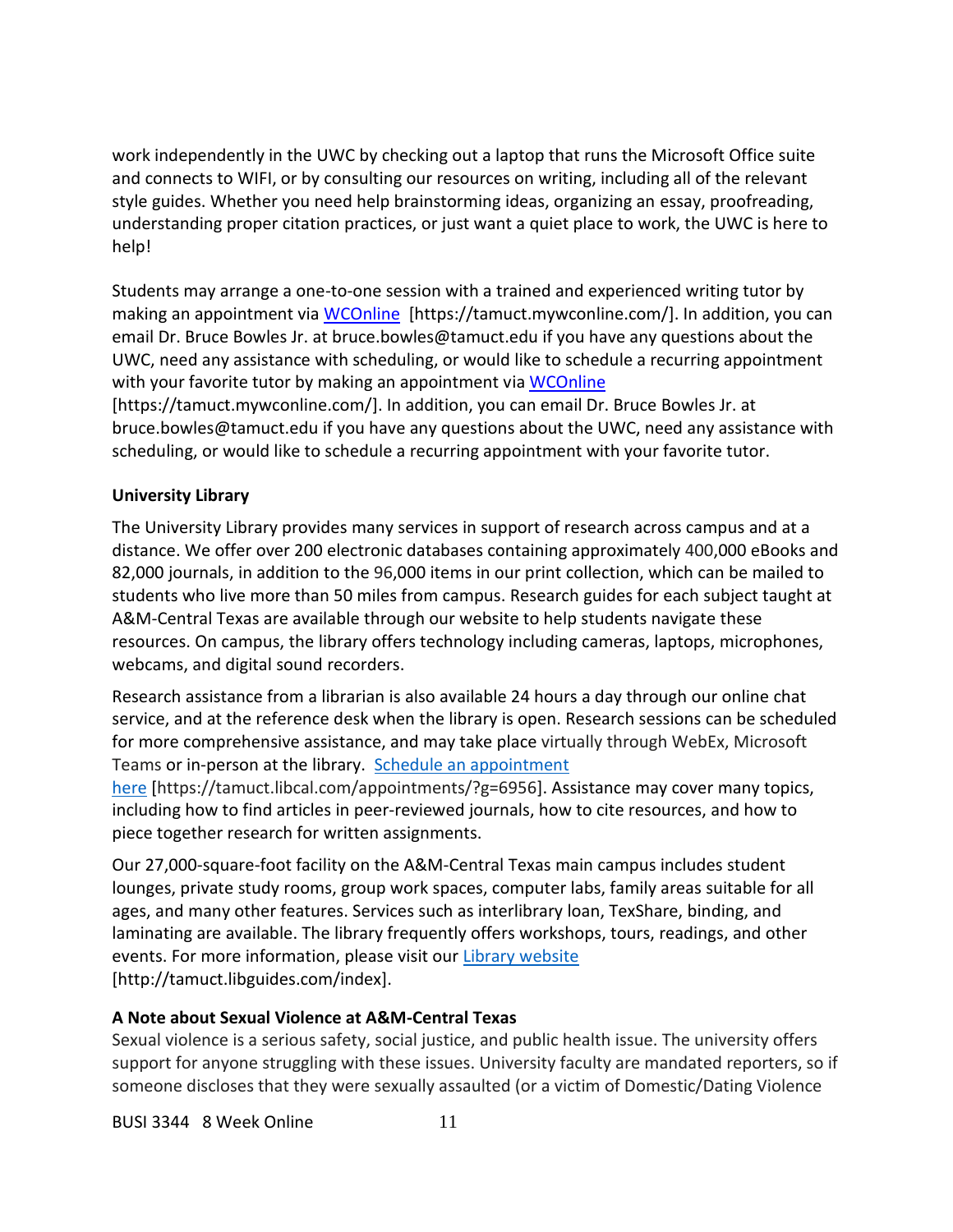work independently in the UWC by checking out a laptop that runs the Microsoft Office suite and connects to WIFI, or by consulting our resources on writing, including all of the relevant style guides. Whether you need help brainstorming ideas, organizing an essay, proofreading, understanding proper citation practices, or just want a quiet place to work, the UWC is here to help!

Students may arrange a one-to-one session with a trained and experienced writing tutor by making an appointment via [WCOnline](https://tamuct.mywconline.com/) [https://tamuct.mywconline.com/]. In addition, you can email Dr. Bruce Bowles Jr. at bruce.bowles@tamuct.edu if you have any questions about the UWC, need any assistance with scheduling, or would like to schedule a recurring appointment with your favorite tutor by making an appointment via [WCOnline](https://tamuct.mywconline.com/) [https://tamuct.mywconline.com/]. In addition, you can email Dr. Bruce Bowles Jr. at bruce.bowles@tamuct.edu if you have any questions about the UWC, need any assistance with scheduling, or would like to schedule a recurring appointment with your favorite tutor.

**University Library**

The University Library provides many services in support of research across campus and at a distance. We offer over 200 electronic databases containing approximately 400,000 eBooks and 82,000 journals, in addition to the 96,000 items in our print collection, which can be mailed to students who live more than 50 miles from campus. Research guides for each subject taught at A&M-Central Texas are available through our website to help students navigate these resources. On campus, the library offers technology including cameras, laptops, microphones, webcams, and digital sound recorders.

Research assistance from a librarian is also available 24 hours a day through our online chat service, and at the reference desk when the library is open. Research sessions can be scheduled for more comprehensive assistance, and may take place virtually through WebEx, Microsoft Teams or in-person at the library. [Schedule an appointment here](https://tamuct.libcal.com/appointments/?g=6956) [https://tamuct.libcal.com/appointments/?g=6956]. Assistance may cover many topics, including how to find articles in peer-reviewed journals, how to cite resources, and how to piece together research for written assignments.

Our 27,000-square-foot facility on the A&M-Central Texas main campus includes student lounges, private study rooms, group work spaces, computer labs, family areas suitable for all ages, and many other features. Services such as interlibrary loan, TexShare, binding, and laminating are available. The library frequently offers workshops, tours, readings, and other events. For more information, please visit our [Library website](http://tamuct.libguides.com/index) [http://tamuct.libguides.com/index].

**A Note about Sexual Violence at A&M-Central Texas**

Sexual violence is a serious safety, social justice, and public health issue. The university offers support for anyone struggling with these issues. University faculty are mandated reporters, so if someone discloses that they were sexually assaulted (or a victim of Domestic/Dating Violence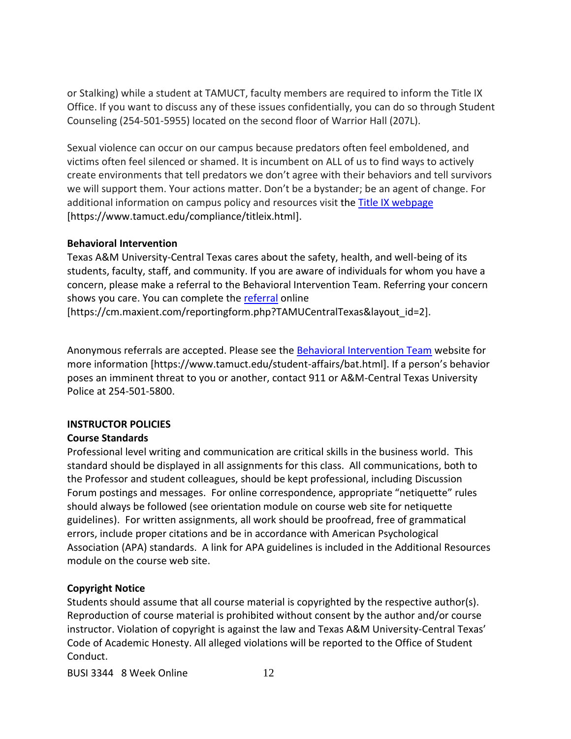or Stalking) while a student at TAMUCT, faculty members are required to inform the Title IX Office. If you want to discuss any of these issues confidentially, you can do so through Student Counseling (254-501-5955) located on the second floor of Warrior Hall (207L).

Sexual violence can occur on our campus because predators often feel emboldened, and victims often feel silenced or shamed. It is incumbent on ALL of us to find ways to actively create environments that tell predators we don't agree with their behaviors and tell survivors we will support them. Your actions matter. Don't be a bystander; be an agent of change. For additional information on campus policy and resources visit the Title IX webpage [https://www.tamuct.edu/compliance/titleix.html].

**Behavioral Intervention**

Texas A&M University-Central Texas cares about the safety, health, and well-being of its students, faculty, staff, and community. If you are aware of individuals for whom you have a concern, please make a referral to the Behavioral Intervention Team. Referring your concern shows you care. You can complete the referral online [https://cm.maxient.com/reportingform.php?TAMUCentralTexas&layout_id=2].

Anonymous referrals are accepted. Please see the Behavioral Intervention Team website for more information [https://www.tamuct.edu/student-affairs/bat.html]. If a person's behavior poses an imminent threat to you or another, contact 911 or A&M-Central Texas University Police at 254-501-5800.

## INSTRUCTOR POLICIES

**Course Standards**

Professional level writing and communication are critical skills in the business world. This standard should be displayed in all assignments for this class. All communications, both to the Professor and student colleagues, should be kept professional, including Discussion Forum postings and messages. For online correspondence, appropriate "netiquette" rules should always be followed (see orientation module on course web site for netiquette guidelines). For written assignments, all work should be proofread, free of grammatical errors, include proper citations and be in accordance with American Psychological Association (APA) standards. A link for APA guidelines is included in the Additional Resources module on the course web site.

**Copyright Notice**

Students should assume that all course material is copyrighted by the respective author(s). Reproduction of course material is prohibited without consent by the author and/or course instructor. Violation of copyright is against the law and Texas A&M University-Central Texas' Code of Academic Honesty. All alleged violations will be reported to the Office of Student Conduct.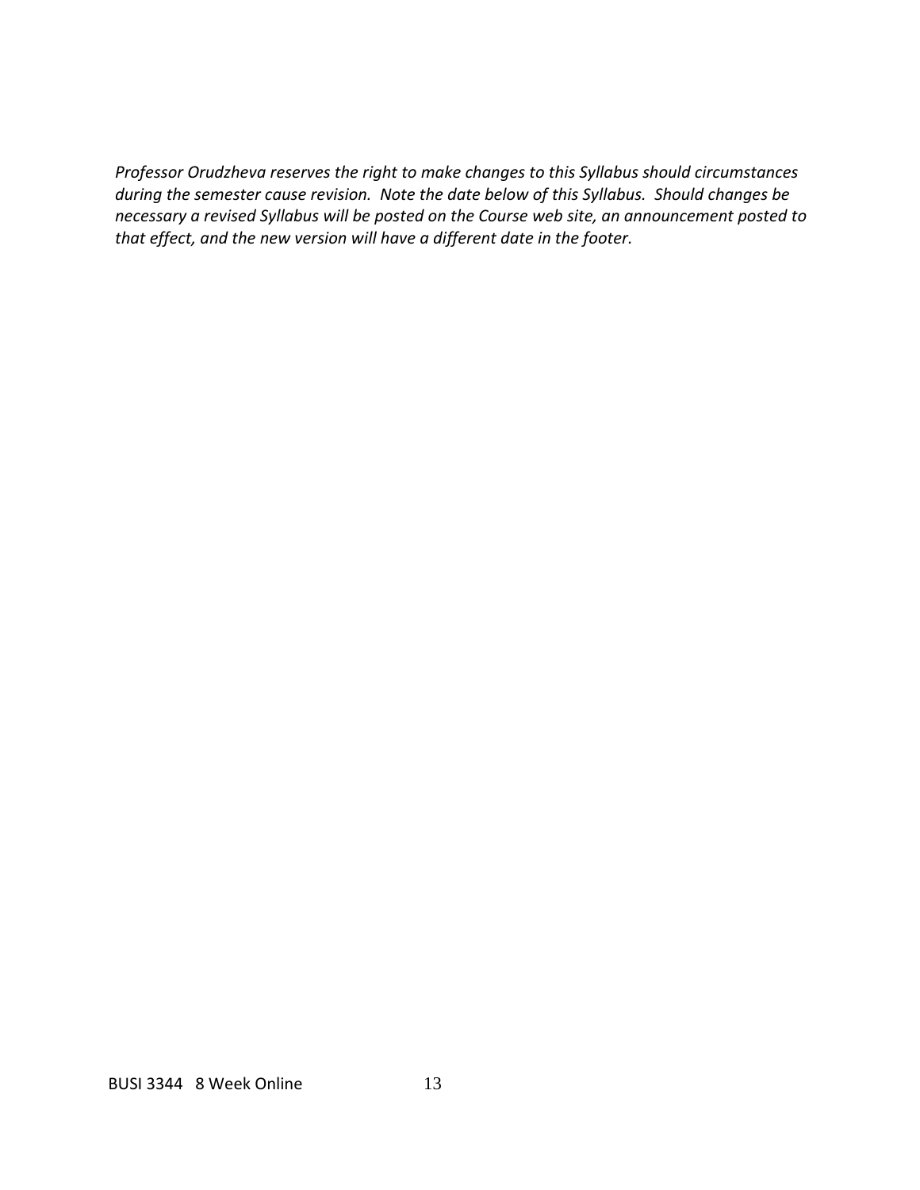*Professor Orudzheva reserves the right to make changes to this Syllabus should circumstances during the semester cause revision. Note the date below of this Syllabus. Should changes be necessary a revised Syllabus will be posted on the Course web site, an announcement posted to that effect, and the new version will have a different date in the footer.*